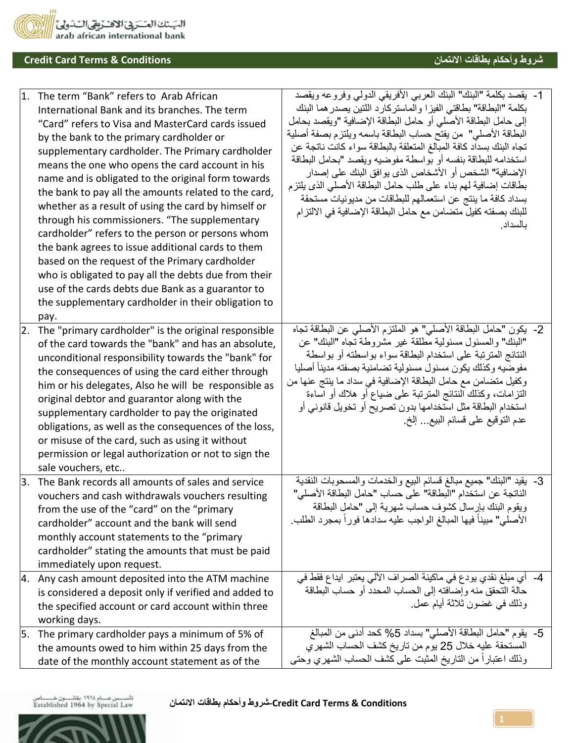## Credit Card Terms & Conditions | شروط وأحكام بطاقات الائتمان

| English | العربية |
|---|---|
| 1. The term “Bank” refers to Arab African International Bank and its branches. The term “Card” refers to Visa and MasterCard cards issued by the bank to the primary cardholder or supplementary cardholder. The Primary cardholder means the one who opens the card account in his name and is obligated to the original form towards the bank to pay all the amounts related to the card, whether as a result of using the card by himself or through his commissioners. “The supplementary cardholder” refers to the person or persons whom the bank agrees to issue additional cards to them based on the request of the Primary cardholder who is obligated to pay all the debts due from their use of the cards debts due Bank as a guarantor to the supplementary cardholder in their obligation to pay. | 1- يقصد بكلمة "البنك" البنك العربي الأفريقي الدولي وفروعه ويقصد بكلمة "البطاقة" بطاقتي الفيزا والماستركارد اللتين يصدرهما البنك إلى حامل البطاقة الأصلي أو حامل البطاقة الإضافية "ويقصد بحامل البطاقة الأصلي" من يفتح حساب البطاقة باسمه ويلتزم بصفة أصلية تجاه البنك بسداد كافة المبالغ المتعلقة بالبطاقة سواء كانت ناتجة عن استخدامه للبطاقة بنفسه أو بواسطة مفوضيه ويقصد "بحامل البطاقة الإضافية" الشخص أو الأشخاص الذى يوافق البنك على إصدار بطاقات إضافية لهم بناء على طلب حامل البطاقة الأصلي الذى يلتزم بسداد كافة ما ينتج عن استعمالهم للبطاقات من مديونيات مستحقة للبنك بصفته كفيل متضامن مع حامل البطاقة الإضافية في الالتزام بالسداد. |
| 2. The "primary cardholder" is the original responsible of the card towards the "bank" and has an absolute, unconditional responsibility towards the "bank" for the consequences of using the card either through him or his delegates, Also he will be responsible as original debtor and guarantor along with the supplementary cardholder to pay the originated obligations, as well as the consequences of the loss, or misuse of the card, such as using it without permission or legal authorization or not to sign the sale vouchers, etc.. | 2- يكون "حامل البطاقة الأصلي" هو الملتزم الأصلي عن البطاقة تجاه "البنك" والمسئول مسئولية مطلقة غير مشروطة تجاه "البنك" عن النتائج المترتبة على استخدام البطاقة سواء بواسطته أو بواسطة مفوضيه وكذلك يكون مسئول مسئولية تضامنية بصفته مديناً أصليا وكفيل متضامن مع حامل البطاقة الإضافية في سداد ما ينتج عنها من التزامات، وكذلك النتائج المترتبة على ضياع أو هلاك أو اساءة استخدام البطاقة مثل استخدامها بدون تصريح أو تخويل قانوني أو عدم التوقيع على قسائم البيع... إلخ. |
| 3. The Bank records all amounts of sales and service vouchers and cash withdrawals vouchers resulting from the use of the “card” on the “primary cardholder” account and the bank will send monthly account statements to the “primary cardholder” stating the amounts that must be paid immediately upon request. | 3- يقيد "البنك" جميع مبالغ قسائم البيع والخدمات والمسحوبات النقدية الناتجة عن استخدام "البطاقة" على حساب "حامل البطاقة الأصلي" ويقوم البنك بإرسال كشوف حساب شهرية إلى "حامل البطاقة الأصلي" مبيناً فيها المبالغ الواجب عليه سدادها فوراً بمجرد الطلب. |
| 4. Any cash amount deposited into the ATM machine is considered a deposit only if verified and added to the specified account or card account within three working days. | 4- أي مبلغ نقدي يودع في ماكينة الصراف الآلي يعتبر ايداع فقط في حالة التحقق منه وإضافته إلى الحساب المحدد أو حساب البطاقة وذلك في غضون ثلاثة أيام عمل. |
| 5. The primary cardholder pays a minimum of 5% of the amounts owed to him within 25 days from the date of the monthly account statement as of the | 5- يقوم "حامل البطاقة الأصلي" بسداد 5% كحد أدنى من المبالغ المستحقة عليه خلال 25 يوم من تاريخ كشف الحساب الشهري وذلك اعتباراً من التاريخ المثبت على كشف الحساب الشهري وحتى |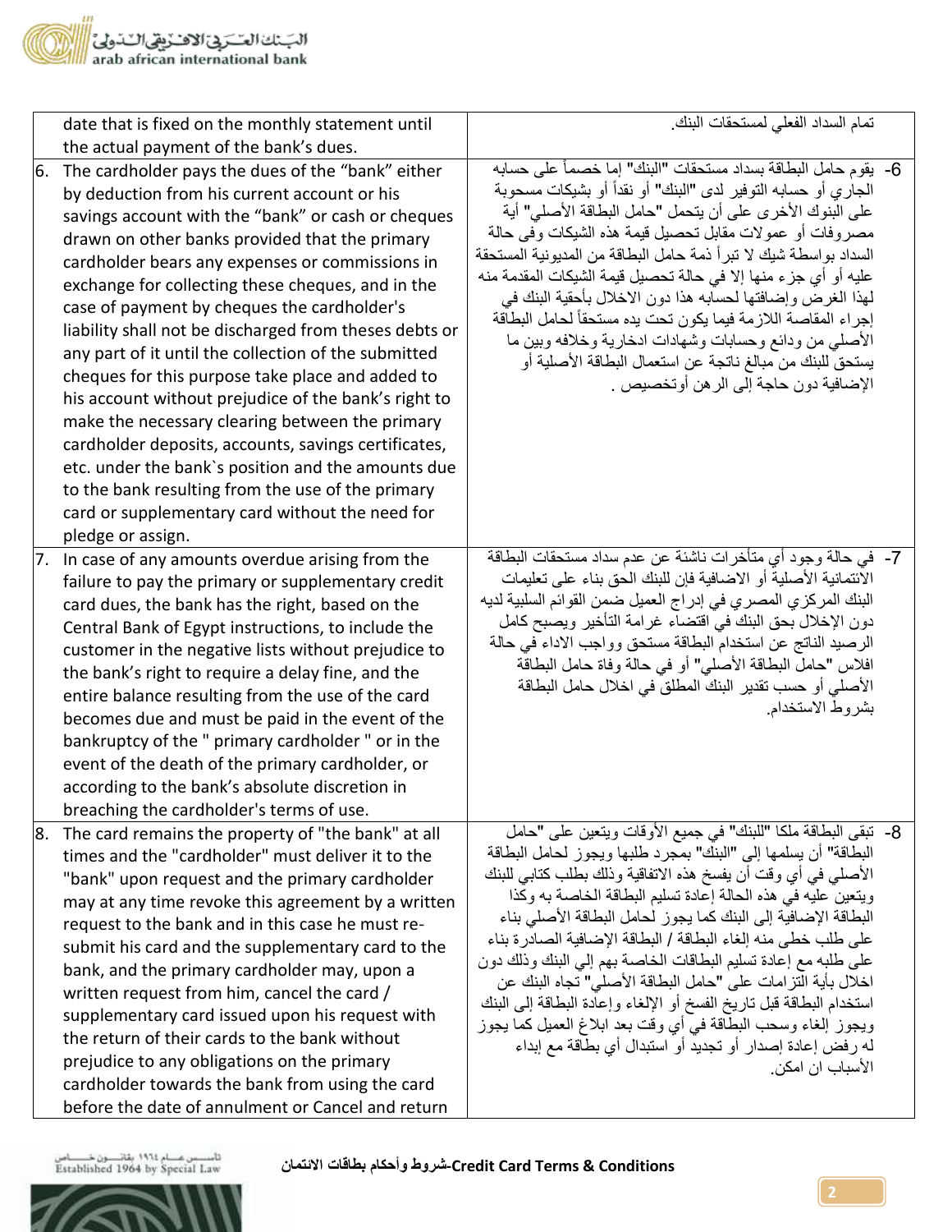| | |
|---|---|
| date that is fixed on the monthly statement until the actual payment of the bank's dues. | تمام السداد الفعلي لمستحقات البنك. |
| 6. The cardholder pays the dues of the "bank" either by deduction from his current account or his savings account with the "bank" or cash or cheques drawn on other banks provided that the primary cardholder bears any expenses or commissions in exchange for collecting these cheques, and in the case of payment by cheques the cardholder's liability shall not be discharged from theses debts or any part of it until the collection of the submitted cheques for this purpose take place and added to his account without prejudice of the bank's right to make the necessary clearing between the primary cardholder deposits, accounts, savings certificates, etc. under the bank`s position and the amounts due to the bank resulting from the use of the primary card or supplementary card without the need for pledge or assign. | 6- يقوم حامل البطاقة بسداد مستحقات "البنك" إما خصماً على حسابه الجاري أو حسابه التوفير لدى "البنك" أو نقداً أو بشيكات مسحوبة على البنوك الأخرى على أن يتحمل "حامل البطاقة الأصلي" أية مصروفات أو عمولات مقابل تحصيل قيمة هذه الشيكات وفي حالة السداد بواسطة شيك لا تبرأ ذمة حامل البطاقة من المديونية المستحقة عليه أو أي جزء منها إلا في حالة تحصيل قيمة الشيكات المقدمة منه لهذا الغرض وإضافتها لحسابه هذا دون الاخلال بأحقية البنك في إجراء المقاصة اللازمة فيما يكون تحت يده مستحقاً لحامل البطاقة الأصلي من ودائع وحسابات وشهادات ادخارية وخلافه وبين ما يستحق للبنك من مبالغ ناتجة عن استعمال البطاقة الأصلية أو الإضافية دون حاجة إلى الرهن أوتخصيص . |
| 7. In case of any amounts overdue arising from the failure to pay the primary or supplementary credit card dues, the bank has the right, based on the Central Bank of Egypt instructions, to include the customer in the negative lists without prejudice to the bank's right to require a delay fine, and the entire balance resulting from the use of the card becomes due and must be paid in the event of the bankruptcy of the " primary cardholder " or in the event of the death of the primary cardholder, or according to the bank's absolute discretion in breaching the cardholder's terms of use. | 7- في حالة وجود أي متأخرات ناشئة عن عدم سداد مستحقات البطاقة الائتمانية الأصلية أو الاضافية فإن للبنك الحق بناء على تعليمات البنك المركزي المصري في إدراج العميل ضمن القوائم السلبية لديه دون الإخلال بحق البنك في اقتضاء غرامة التأخير ويصبح كامل الرصيد الناتج عن استخدام البطاقة مستحق وواجب الاداء في حالة افلاس "حامل البطاقة الأصلي" أو في حالة وفاة حامل البطاقة الأصلي أو حسب تقدير البنك المطلق في اخلال حامل البطاقة بشروط الاستخدام. |
| 8. The card remains the property of "the bank" at all times and the "cardholder" must deliver it to the "bank" upon request and the primary cardholder may at any time revoke this agreement by a written request to the bank and in this case he must re-submit his card and the supplementary card to the bank, and the primary cardholder may, upon a written request from him, cancel the card / supplementary card issued upon his request with the return of their cards to the bank without prejudice to any obligations on the primary cardholder towards the bank from using the card before the date of annulment or Cancel and return | 8- تبقى البطاقة ملكا "للبنك" في جميع الأوقات ويتعين على "حامل البطاقة" أن يسلمها إلى "البنك" بمجرد طلبها ويجوز لحامل البطاقة الأصلي في أي وقت أن يفسخ هذه الاتفاقية وذلك بطلب كتابي للبنك ويتعين عليه في هذه الحالة إعادة تسليم البطاقة الخاصة به وكذا البطاقة الإضافية إلى البنك كما يجوز لحامل البطاقة الأصلي بناء على طلب خطى منه إلغاء البطاقة / البطاقة الإضافية الصادرة بناء على طلبه مع إعادة تسليم البطاقات الخاصة بهم إلي البنك وذلك دون اخلال بأية التزامات على "حامل البطاقة الأصلي" تجاه البنك عن استخدام البطاقة قبل تاريخ الفسخ أو الإلغاء وإعادة البطاقة إلى البنك ويجوز إلغاء وسحب البطاقة في أي وقت بعد ابلاغ العميل كما يجوز له رفض إعادة إصدار أو تجديد أو استبدال أي بطاقة مع إبداء الأسباب ان امكن. |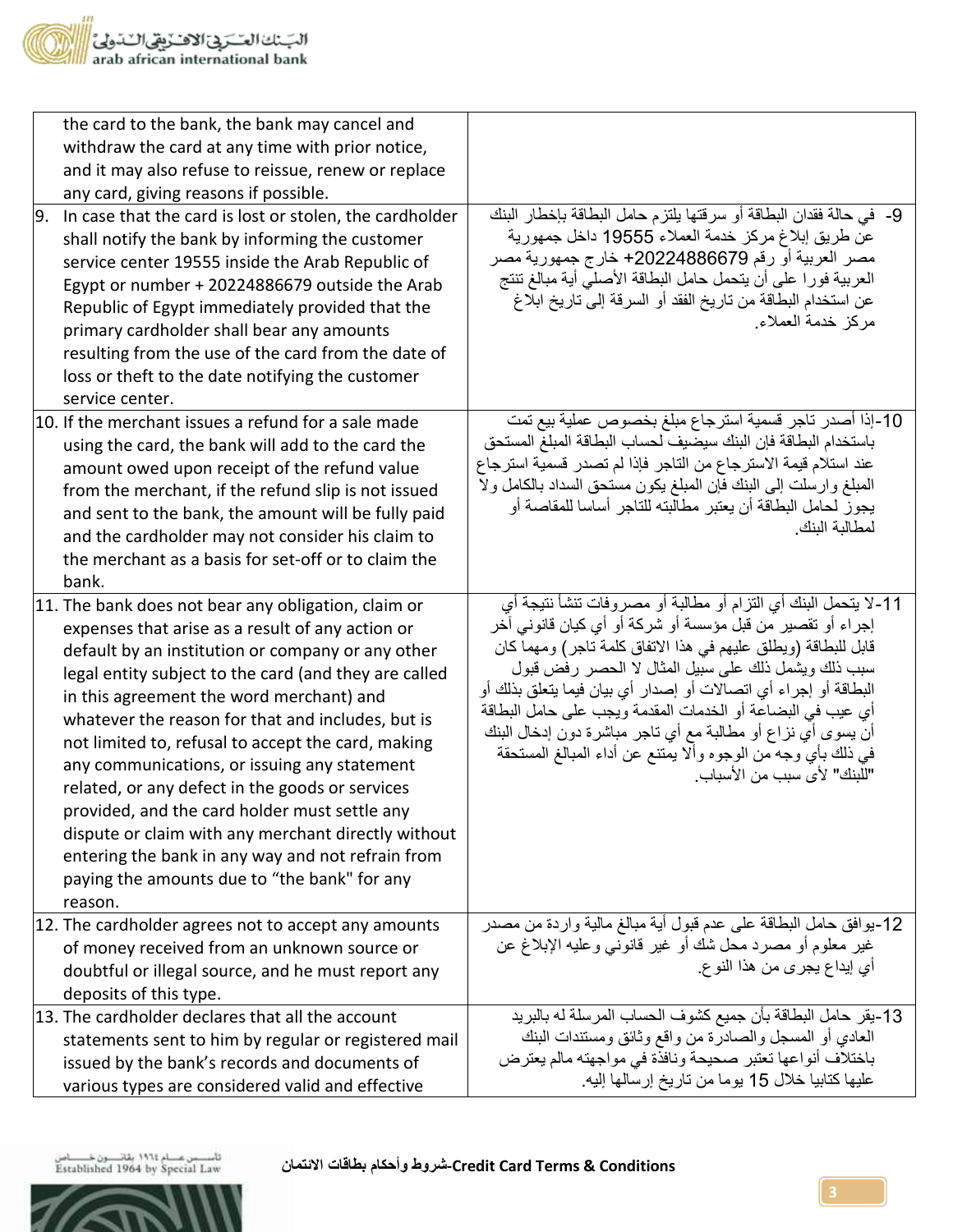| English | Arabic |
|---|---|
| the card to the bank, the bank may cancel and withdraw the card at any time with prior notice, and it may also refuse to reissue, renew or replace any card, giving reasons if possible. | |
| 9. In case that the card is lost or stolen, the cardholder shall notify the bank by informing the customer service center 19555 inside the Arab Republic of Egypt or number + 20224886679 outside the Arab Republic of Egypt immediately provided that the primary cardholder shall bear any amounts resulting from the use of the card from the date of loss or theft to the date notifying the customer service center. | 9- في حالة فقدان البطاقة أو سرقتها يلتزم حامل البطاقة بإخطار البنك عن طريق إبلاغ مركز خدمة العملاء 19555 داخل جمهورية مصر العربية أو رقم 20224886679+ خارج جمهورية مصر العربية فورا على أن يتحمل حامل البطاقة الأصلي أية مبالغ تنتج عن استخدام البطاقة من تاريخ الفقد أو السرقة إلى تاريخ ابلاغ مركز خدمة العملاء. |
| 10. If the merchant issues a refund for a sale made using the card, the bank will add to the card the amount owed upon receipt of the refund value from the merchant, if the refund slip is not issued and sent to the bank, the amount will be fully paid and the cardholder may not consider his claim to the merchant as a basis for set-off or to claim the bank. | 10-إذا أصدر تاجر قسمية استرجاع مبلغ بخصوص عملية بيع تمت باستخدام البطاقة فإن البنك سيضيف لحساب البطاقة المبلغ المستحق عند استلام قيمة الاسترجاع من التاجر فإذا لم تصدر قسمية استرجاع المبلغ وارسلت إلى البنك فإن المبلغ يكون مستحق السداد بالكامل ولا يجوز لحامل البطاقة أن يعتبر مطالبته للتاجر أساسا للمقاصة أو لمطالبة البنك. |
| 11. The bank does not bear any obligation, claim or expenses that arise as a result of any action or default by an institution or company or any other legal entity subject to the card (and they are called in this agreement the word merchant) and whatever the reason for that and includes, but is not limited to, refusal to accept the card, making any communications, or issuing any statement related, or any defect in the goods or services provided, and the card holder must settle any dispute or claim with any merchant directly without entering the bank in any way and not refrain from paying the amounts due to "the bank" for any reason. | 11-لا يتحمل البنك أي التزام أو مطالبة أو مصروفات تنشأ نتيجة أي إجراء أو تقصير من قبل مؤسسة أو شركة أو أي كيان قانوني آخر قابل للبطاقة (ويطلق عليهم في هذا الاتفاق كلمة تاجر) ومهما كان سبب ذلك ويشمل ذلك على سبيل المثال لا الحصر رفض قبول البطاقة أو إجراء أي اتصالات أو إصدار أي بيان فيما يتعلق بذلك أو أي عيب في البضاعة أو الخدمات المقدمة ويجب على حامل البطاقة أن يسوى أي نزاع أو مطالبة مع أي تاجر مباشرة دون إدخال البنك في ذلك بأي وجه من الوجوه وألا يمتنع عن أداء المبالغ المستحقة "للبنك" لأى سبب من الأسباب. |
| 12. The cardholder agrees not to accept any amounts of money received from an unknown source or doubtful or illegal source, and he must report any deposits of this type. | 12-يوافق حامل البطاقة على عدم قبول أية مبالغ مالية واردة من مصدر غير معلوم أو مصدر محل شك أو غير قانوني وعليه الإبلاغ عن أي إيداع يجرى من هذا النوع. |
| 13. The cardholder declares that all the account statements sent to him by regular or registered mail issued by the bank's records and documents of various types are considered valid and effective | 13-يقر حامل البطاقة بأن جميع كشوف الحساب المرسلة له بالبريد العادي أو المسجل والصادرة من واقع وثائق ومستندات البنك باختلاف أنواعها تعتبر صحيحة ونافذة في مواجهته مالم يعترض عليها كتابيا خلال 15 يوما من تاريخ إرسالها إليه. |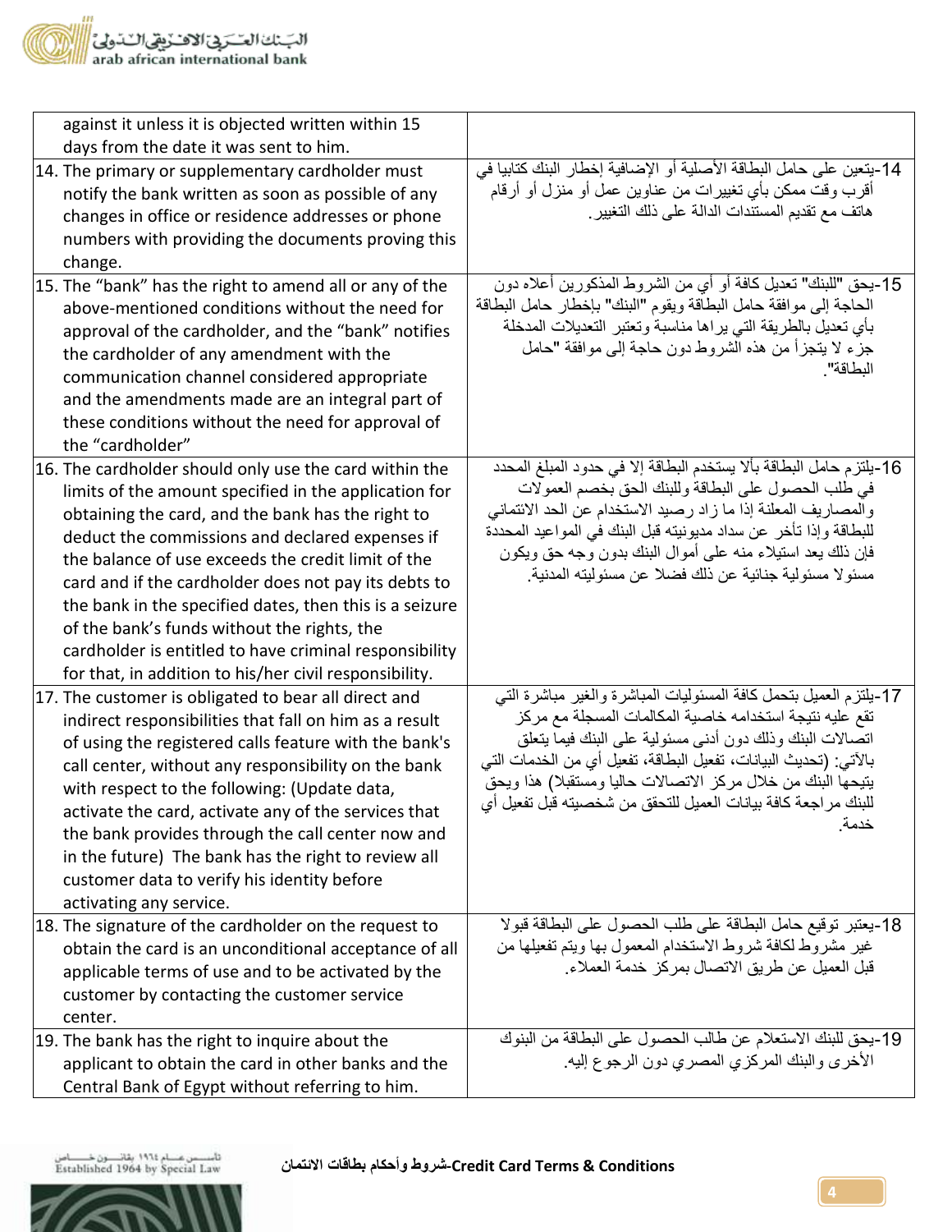| | |
|---|---|
| against it unless it is objected written within 15 days from the date it was sent to him. | |
| 14. The primary or supplementary cardholder must notify the bank written as soon as possible of any changes in office or residence addresses or phone numbers with providing the documents proving this change. | 14-يتعين على حامل البطاقة الأصلية أو الإضافية إخطار البنك كتابيا في أقرب وقت ممكن بأي تغييرات من عناوين عمل أو منزل أو أرقام هاتف مع تقديم المستندات الدالة على ذلك التغيير. |
| 15. The "bank" has the right to amend all or any of the above-mentioned conditions without the need for approval of the cardholder, and the "bank" notifies the cardholder of any amendment with the communication channel considered appropriate and the amendments made are an integral part of these conditions without the need for approval of the "cardholder" | 15-يحق "للبنك" تعديل كافة أو أي من الشروط المذكورين أعلاه دون الحاجة إلى موافقة حامل البطاقة ويقوم "البنك" بإخطار حامل البطاقة بأي تعديل بالطريقة التي يراها مناسبة وتعتبر التعديلات المدخلة جزء لا يتجزأ من هذه الشروط دون حاجة إلى موافقة "حامل البطاقة". |
| 16. The cardholder should only use the card within the limits of the amount specified in the application for obtaining the card, and the bank has the right to deduct the commissions and declared expenses if the balance of use exceeds the credit limit of the card and if the cardholder does not pay its debts to the bank in the specified dates, then this is a seizure of the bank's funds without the rights, the cardholder is entitled to have criminal responsibility for that, in addition to his/her civil responsibility. | 16-يلتزم حامل البطاقة بألا يستخدم البطاقة إلا في حدود المبلغ المحدد في طلب الحصول على البطاقة وللبنك الحق بخصم العمولات والمصاريف المعلنة إذا ما زاد رصيد الاستخدام عن الحد الائتماني للبطاقة وإذا تأخر عن سداد مديونيته قبل البنك في المواعيد المحددة فإن ذلك يعد استيلاء منه على أموال البنك بدون وجه حق ويكون مسئولا مسئولية جنائية عن ذلك فضلا عن مسئوليته المدنية. |
| 17. The customer is obligated to bear all direct and indirect responsibilities that fall on him as a result of using the registered calls feature with the bank's call center, without any responsibility on the bank with respect to the following: (Update data, activate the card, activate any of the services that the bank provides through the call center now and in the future) The bank has the right to review all customer data to verify his identity before activating any service. | 17-يلتزم العميل بتحمل كافة المسئوليات المباشرة والغير مباشرة التي تقع عليه نتيجة استخدامه خاصية المكالمات المسجلة مع مركز اتصالات البنك وذلك دون أدنى مسئولية على البنك فيما يتعلق بالآتي: (تحديث البيانات، تفعيل البطاقة، تفعيل أي من الخدمات التي يتيحها البنك من خلال مركز الاتصالات حاليا ومستقبلا) هذا ويحق للبنك مراجعة كافة بيانات العميل للتحقق من شخصيته قبل تفعيل أي خدمة. |
| 18. The signature of the cardholder on the request to obtain the card is an unconditional acceptance of all applicable terms of use and to be activated by the customer by contacting the customer service center. | 18-يعتبر توقيع حامل البطاقة على طلب الحصول على البطاقة قبولا غير مشروط لكافة شروط الاستخدام المعمول بها ويتم تفعيلها من قبل العميل عن طريق الاتصال بمركز خدمة العملاء. |
| 19. The bank has the right to inquire about the applicant to obtain the card in other banks and the Central Bank of Egypt without referring to him. | 19-يحق للبنك الاستعلام عن طالب الحصول على البطاقة من البنوك الأخرى والبنك المركزي المصري دون الرجوع إليه. |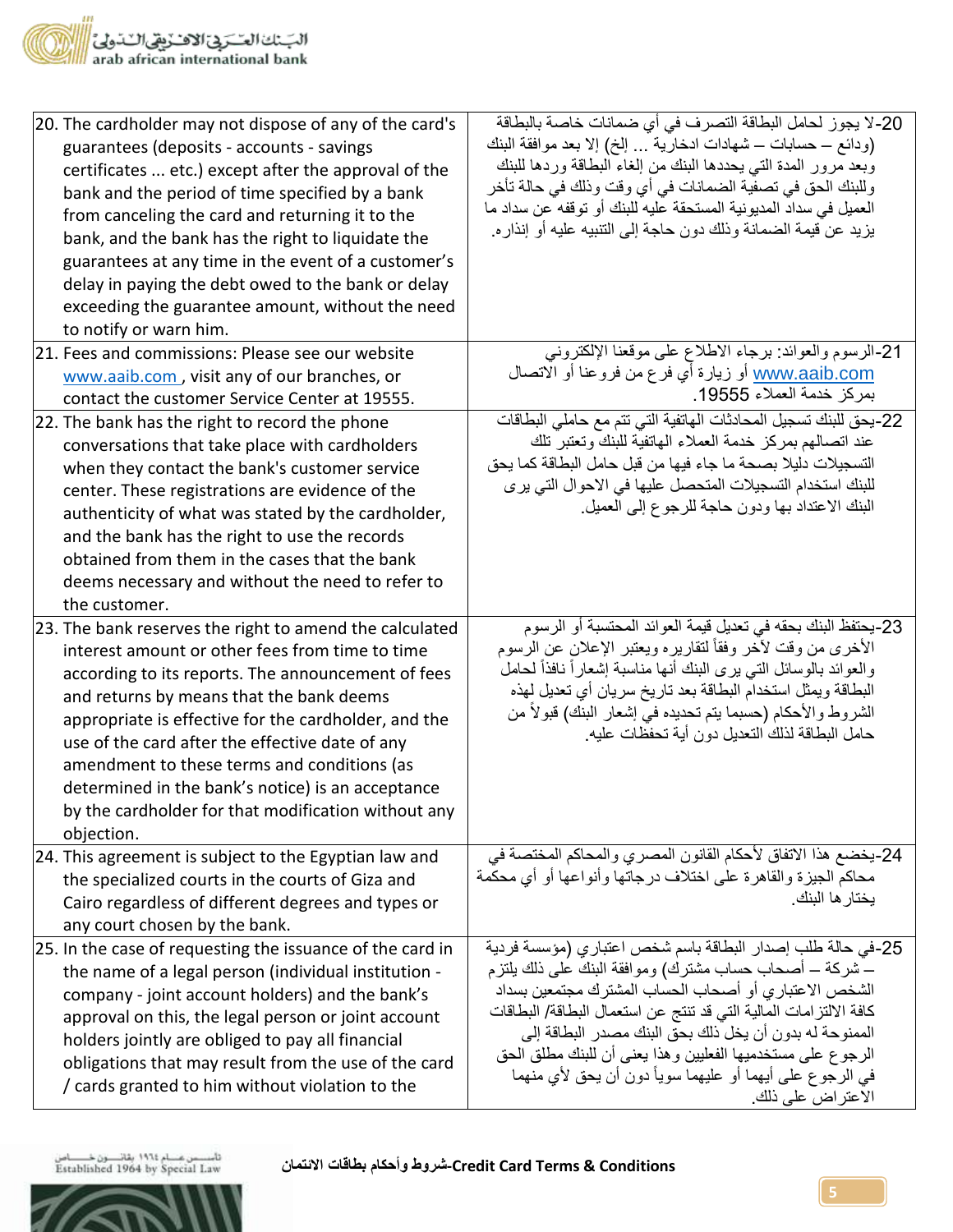| | |
|---|---|
| 20. The cardholder may not dispose of any of the card's guarantees (deposits - accounts - savings certificates ... etc.) except after the approval of the bank and the period of time specified by a bank from canceling the card and returning it to the bank, and the bank has the right to liquidate the guarantees at any time in the event of a customer's delay in paying the debt owed to the bank or delay exceeding the guarantee amount, without the need to notify or warn him. | 20-لا يجوز لحامل البطاقة التصرف في أي ضمانات خاصة بالبطاقة (ودائع – حسابات – شهادات ادخارية ... إلخ) إلا بعد موافقة البنك وبعد مرور المدة التي يحددها البنك من إلغاء البطاقة وردها للبنك وللبنك الحق في تصفية الضمانات في أي وقت وذلك في حالة تأخر العميل في سداد المديونية المستحقة عليه للبنك أو توقفه عن سداد ما يزيد عن قيمة الضمانة وذلك دون حاجة إلى التنبيه عليه أو إنذاره. |
| 21. Fees and commissions: Please see our website [www.aaib.com](http://www.aaib.com) , visit any of our branches, or contact the customer Service Center at 19555. | 21-الرسوم والعوائد: برجاء الاطلاع على موقعنا الإلكتروني [www.aaib.com](http://www.aaib.com) أو زيارة أي فرع من فروعنا أو الاتصال بمركز خدمة العملاء 19555. |
| 22. The bank has the right to record the phone conversations that take place with cardholders when they contact the bank's customer service center. These registrations are evidence of the authenticity of what was stated by the cardholder, and the bank has the right to use the records obtained from them in the cases that the bank deems necessary and without the need to refer to the customer. | 22-يحق للبنك تسجيل المحادثات الهاتفية التي تتم مع حاملي البطاقات عند اتصالهم بمركز خدمة العملاء الهاتفية للبنك وتعتبر تلك التسجيلات دليلا بصحة ما جاء فيها من قبل حامل البطاقة كما يحق للبنك استخدام التسجيلات المتحصل عليها في الاحوال التي يرى البنك الاعتداد بها ودون حاجة للرجوع إلى العميل. |
| 23. The bank reserves the right to amend the calculated interest amount or other fees from time to time according to its reports. The announcement of fees and returns by means that the bank deems appropriate is effective for the cardholder, and the use of the card after the effective date of any amendment to these terms and conditions (as determined in the bank's notice) is an acceptance by the cardholder for that modification without any objection. | 23-يحتفظ البنك بحقه في تعديل قيمة العوائد المحتسبة أو الرسوم الأخرى من وقت لآخر وفقاً لتقاريره ويعتبر الإعلان عن الرسوم والعوائد بالوسائل التي يرى البنك أنها مناسبة إشعاراً نافذاً لحامل البطاقة ويمثل استخدام البطاقة بعد تاريخ سريان أي تعديل لهذه الشروط والأحكام (حسبما يتم تحديده في إشعار البنك) قبولاً من حامل البطاقة لذلك التعديل دون أية تحفظات عليه. |
| 24. This agreement is subject to the Egyptian law and the specialized courts in the courts of Giza and Cairo regardless of different degrees and types or any court chosen by the bank. | 24-يخضع هذا الاتفاق لأحكام القانون المصري والمحاكم المختصة في محاكم الجيزة والقاهرة على اختلاف درجاتها وأنواعها أو أي محكمة يختارها البنك. |
| 25. In the case of requesting the issuance of the card in the name of a legal person (individual institution - company - joint account holders) and the bank's approval on this, the legal person or joint account holders jointly are obliged to pay all financial obligations that may result from the use of the card / cards granted to him without violation to the | 25-في حالة طلب إصدار البطاقة باسم شخص اعتباري (مؤسسة فردية – شركة – أصحاب حساب مشترك) وموافقة البنك على ذلك يلتزم الشخص الاعتباري أو أصحاب الحساب المشترك مجتمعين بسداد كافة الالتزامات المالية التي قد تنتج عن استعمال البطاقة/ البطاقات الممنوحة له بدون أن يخل ذلك بحق البنك مصدر البطاقة إلى الرجوع على مستخدميها الفعليين وهذا يعنى أن للبنك مطلق الحق في الرجوع على أيهما أو عليهما سوياً دون أن يحق لأي منهما الاعتراض على ذلك. |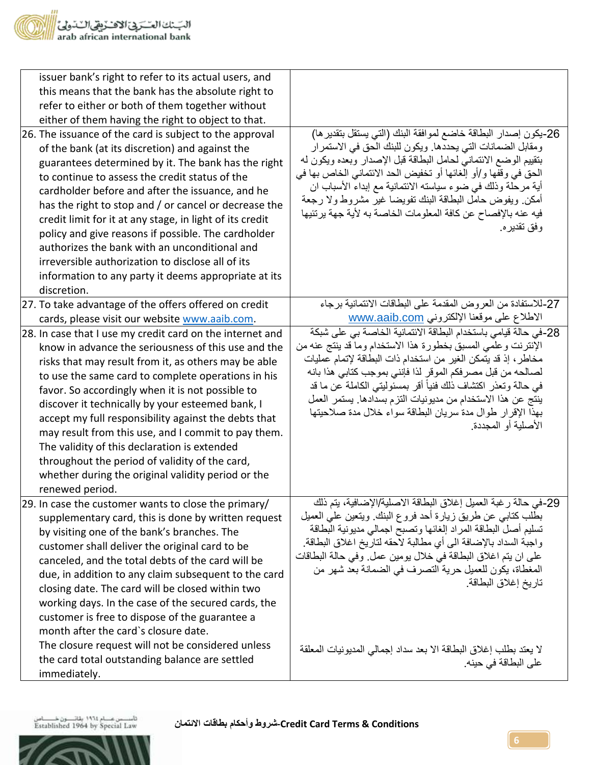| | |
|---|---|
| issuer bank's right to refer to its actual users, and this means that the bank has the absolute right to refer to either or both of them together without either of them having the right to object to that. | |
| 26. The issuance of the card is subject to the approval of the bank (at its discretion) and against the guarantees determined by it. The bank has the right to continue to assess the credit status of the cardholder before and after the issuance, and he has the right to stop and / or cancel or decrease the credit limit for it at any stage, in light of its credit policy and give reasons if possible. The cardholder authorizes the bank with an unconditional and irreversible authorization to disclose all of its information to any party it deems appropriate at its discretion. | 26-يكون إصدار البطاقة خاضع لموافقة البنك (التي يستقل بتقديرها) ومقابل الضمانات التي يحددها. ويكون للبنك الحق في الاستمرار بتقييم الوضع الائتماني لحامل البطاقة قبل الإصدار وبعده ويكون له الحق في وقفها و/أو إلغائها أو تخفيض الحد الائتماني الخاص بها في أية مرحلة وذلك في ضوء سياسته الائتمانية مع إبداء الأسباب ان أمكن. ويفوض حامل البطاقة البنك تفويضا غير مشروط ولا رجعة فيه عنه بالإفصاح عن كافة المعلومات الخاصة به لأية جهة يرتئيها وفق تقديره. |
| 27. To take advantage of the offers offered on credit cards, please visit our website www.aaib.com. | 27-للاستفادة من العروض المقدمة على البطاقات الائتمانية برجاء الاطلاع على موقعنا الإلكتروني www.aaib.com |
| 28. In case that I use my credit card on the internet and know in advance the seriousness of this use and the risks that may result from it, as others may be able to use the same card to complete operations in his favor. So accordingly when it is not possible to discover it technically by your esteemed bank, I accept my full responsibility against the debts that may result from this use, and I commit to pay them. The validity of this declaration is extended throughout the period of validity of the card, whether during the original validity period or the renewed period. | 28-في حالة قيامي باستخدام البطاقة الائتمانية الخاصة بي على شبكة الإنترنت وعلمي المسبق بخطورة هذا الاستخدام وما قد ينتج عنه من مخاطر، إذ قد يتمكن الغير من استخدام ذات البطاقة لإتمام عمليات لصالحه من قبل مصرفكم الموقر لذا فإنني بموجب كتابي هذا بانه في حالة وتعذر اكتشاف ذلك فنياً أقر بمسئوليتي الكاملة عن ما قد ينتج عن هذا الاستخدام من مديونيات التزم بسدادها. يستمر العمل بهذا الإقرار طوال مدة سريان البطاقة سواء خلال مدة صلاحيتها الأصلية أو المجددة. |
| 29. In case the customer wants to close the primary/ supplementary card, this is done by written request by visiting one of the bank's branches. The customer shall deliver the original card to be canceled, and the total debts of the card will be due, in addition to any claim subsequent to the card closing date. The card will be closed within two working days. In the case of the secured cards, the customer is free to dispose of the guarantee a month after the card`s closure date.<br>The closure request will not be considered unless the card total outstanding balance are settled immediately. | 29-في حالة رغبة العميل إغلاق البطاقة الاصلية/الإضافية، يتم ذلك بطلب كتابي عن طريق زيارة أحد فروع البنك. ويتعين على العميل تسليم أصل البطاقة المراد إلغائها وتصبح اجمالي مديونية البطاقة واجبة السداد بالإضافة الى أي مطالبة لاحقه لتاريخ اغلاق البطاقة. على ان يتم اغلاق البطاقة في خلال يومين عمل. وفي حالة البطاقات المغطاة، يكون للعميل حرية التصرف في الضمانة بعد شهر من تاريخ إغلاق البطاقة.<br><br>لا يعتد بطلب إغلاق البطاقة الا بعد سداد إجمالي المديونيات المعلقة على البطاقة في حينه. |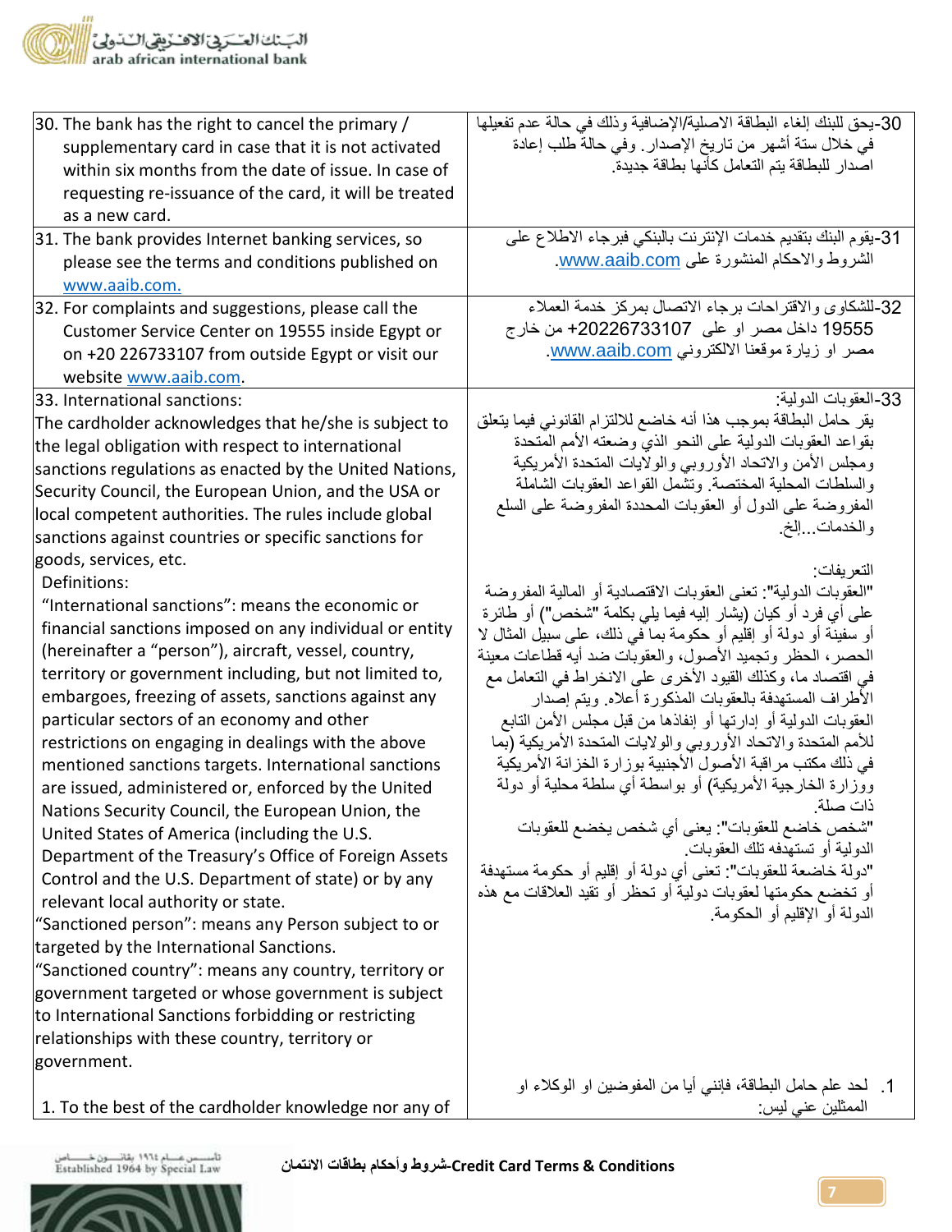| | |
|---|---|
| 30. The bank has the right to cancel the primary / supplementary card in case that it is not activated within six months from the date of issue. In case of requesting re-issuance of the card, it will be treated as a new card. | 30-يحق للبنك إلغاء البطاقة الاصلية/الإضافية وذلك في حالة عدم تفعيلها في خلال ستة أشهر من تاريخ الإصدار. وفي حالة طلب إعادة اصدار للبطاقة يتم التعامل كأنها بطاقة جديدة. |
| 31. The bank provides Internet banking services, so please see the terms and conditions published on www.aaib.com. | 31-يقوم البنك بتقديم خدمات الإنترنت بالبنكي فبرجاء الاطلاع على الشروط والاحكام المنشورة على www.aaib.com. |
| 32. For complaints and suggestions, please call the Customer Service Center on 19555 inside Egypt or on +20 226733107 from outside Egypt or visit our website www.aaib.com. | 32-للشكاوى والاقتراحات برجاء الاتصال بمركز خدمة العملاء 19555 داخل مصر او على +20226733107 من خارج مصر او زيارة موقعنا الالكتروني www.aaib.com. |
| 33. International sanctions:<br>The cardholder acknowledges that he/she is subject to the legal obligation with respect to international sanctions regulations as enacted by the United Nations, Security Council, the European Union, and the USA or local competent authorities. The rules include global sanctions against countries or specific sanctions for goods, services, etc.<br>Definitions:<br>"International sanctions": means the economic or financial sanctions imposed on any individual or entity (hereinafter a "person"), aircraft, vessel, country, territory or government including, but not limited to, embargoes, freezing of assets, sanctions against any particular sectors of an economy and other restrictions on engaging in dealings with the above mentioned sanctions targets. International sanctions are issued, administered or, enforced by the United Nations Security Council, the European Union, the United States of America (including the U.S. Department of the Treasury's Office of Foreign Assets Control and the U.S. Department of state) or by any relevant local authority or state.<br>"Sanctioned person": means any Person subject to or targeted by the International Sanctions.<br>"Sanctioned country": means any country, territory or government targeted or whose government is subject to International Sanctions forbidding or restricting relationships with these country, territory or government.<br><br>1. To the best of the cardholder knowledge nor any of | 33-العقوبات الدولية:<br>يقر حامل البطاقة بموجب هذا أنه خاضع للالتزام القانوني فيما يتعلق بقواعد العقوبات الدولية على النحو الذي وضعته الأمم المتحدة ومجلس الأمن والاتحاد الأوروبي والولايات المتحدة الأمريكية والسلطات المحلية المختصة. وتشمل القواعد العقوبات الشاملة المفروضة على الدول أو العقوبات المحددة المفروضة على السلع والخدمات...إلخ.<br><br>التعريفات:<br>"العقوبات الدولية": تعنى العقوبات الاقتصادية أو المالية المفروضة على أي فرد أو كيان (يشار إليه فيما يلي بكلمة "شخص") أو طائرة أو سفينة أو دولة أو إقليم أو حكومة بما في ذلك، على سبيل المثال لا الحصر، الحظر وتجميد الأصول، والعقوبات ضد أيه قطاعات معينة في اقتصاد ما، وكذلك القيود الأخرى على الانخراط في التعامل مع الأطراف المستهدفة بالعقوبات المذكورة أعلاه. ويتم إصدار العقوبات الدولية أو إدارتها أو إنفاذها من قبل مجلس الأمن التابع للأمم المتحدة والاتحاد الأوروبي والولايات المتحدة الأمريكية (بما في ذلك مكتب مراقبة الأصول الأجنبية بوزارة الخزانة الأمريكية ووزارة الخارجية الأمريكية) أو بواسطة أي سلطة محلية أو دولة ذات صلة.<br>"شخص خاضع للعقوبات": يعنى أي شخص يخضع للعقوبات الدولية أو تستهدفه تلك العقوبات.<br>"دولة خاضعة للعقوبات": تعنى أي دولة أو إقليم أو حكومة مستهدفة أو تخضع حكومتها لعقوبات دولية أو تحظر أو تقيد العلاقات مع هذه الدولة أو الإقليم أو الحكومة.<br><br>1. لحد علم حامل البطاقة، فإنني أيا من المفوضين او الوكلاء او الممثلين عني ليس: |

Credit Card Terms & Conditions-شروط وأحكام بطاقات الائتمان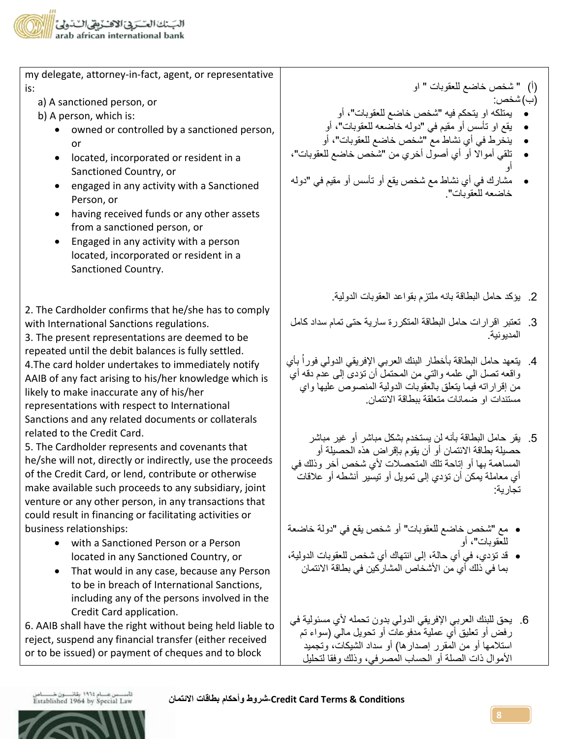| | |
|---|---|
| my delegate, attorney-in-fact, agent, or representative is:<br>a) A sanctioned person, or<br>b) A person, which is:<br>• owned or controlled by a sanctioned person, or<br>• located, incorporated or resident in a Sanctioned Country, or<br>• engaged in any activity with a Sanctioned Person, or<br>• having received funds or any other assets from a sanctioned person, or<br>• Engaged in any activity with a person located, incorporated or resident in a Sanctioned Country. | (أ) " شخص خاضع للعقوبات " او<br>(ب) شخص:<br>• يمتلكه او يتحكم فيه "شخص خاضع للعقوبات"، أو<br>• يقع او تأسس أو مقيم في "دوله خاضعه للعقوبات"، أو<br>• ينخرط في أي نشاط مع "شخص خاضع للعقوبات"، أو<br>• تلقي أموالا أو أي أصول أخري من "شخص خاضع للعقوبات"، أو<br>• مشارك في أي نشاط مع شخص يقع أو تأسس أو مقيم في "دوله خاضعه للعقوبات". |
| 2. The Cardholder confirms that he/she has to comply with International Sanctions regulations. | 2. يؤكد حامل البطاقة بانه ملتزم بقواعد العقوبات الدولية. |
| 3. The present representations are deemed to be repeated until the debit balances is fully settled. | 3. تعتبر اقرارات حامل البطاقة المتكررة سارية حتى تمام سداد كامل المديونية. |
| 4.The card holder undertakes to immediately notify AAIB of any fact arising to his/her knowledge which is likely to make inaccurate any of his/her representations with respect to International Sanctions and any related documents or collaterals related to the Credit Card. | 4. يتعهد حامل البطاقة بأخطار البنك العربي الإفريقي الدولي فوراً بأي واقعه تصل الي علمه والتي من المحتمل أن تؤدى إلى عدم دقه أي من إقراراته فيما يتعلق بالعقوبات الدولية المنصوص عليها واي مستندات او ضمانات متعلقة ببطاقة الائتمان. |
| 5. The Cardholder represents and covenants that he/she will not, directly or indirectly, use the proceeds of the Credit Card, or lend, contribute or otherwise make available such proceeds to any subsidiary, joint venture or any other person, in any transactions that could result in financing or facilitating activities or business relationships:<br>• with a Sanctioned Person or a Person located in any Sanctioned Country, or<br>• That would in any case, because any Person to be in breach of International Sanctions, including any of the persons involved in the Credit Card application. | 5. يقر حامل البطاقة بأنه لن يستخدم بشكل مباشر أو غير مباشر حصيلة بطاقة الائتمان أو أن يقوم بإقراض هذه الحصيلة أو المساهمة بها أو إتاحة تلك المتحصلات لأي شخص أخر وذلك في أي معاملة يمكن أن تؤدي إلى تمويل أو تيسير أنشطه أو علاقات تجارية:<br>• مع "شخص خاضع للعقوبات" أو شخص يقع في "دولة خاضعة للعقوبات"، أو<br>• قد تؤدي، في أي حالة، إلى انتهاك أي شخص للعقوبات الدولية، بما في ذلك أي من الأشخاص المشاركين في بطاقة الائتمان |
| 6. AAIB shall have the right without being held liable to reject, suspend any financial transfer (either received or to be issued) or payment of cheques and to block | 6. يحق للبنك العربي الإفريقي الدولي بدون تحمله لأي مسئولية في رفض أو تعليق أي عملية مدفوعات أو تحويل مالي (سواء تم استلامها أو من المقرر إصدارها) أو سداد الشيكات، وتجميد الأموال ذات الصلة أو الحساب المصرفي، وذلك وفقا لتحليل |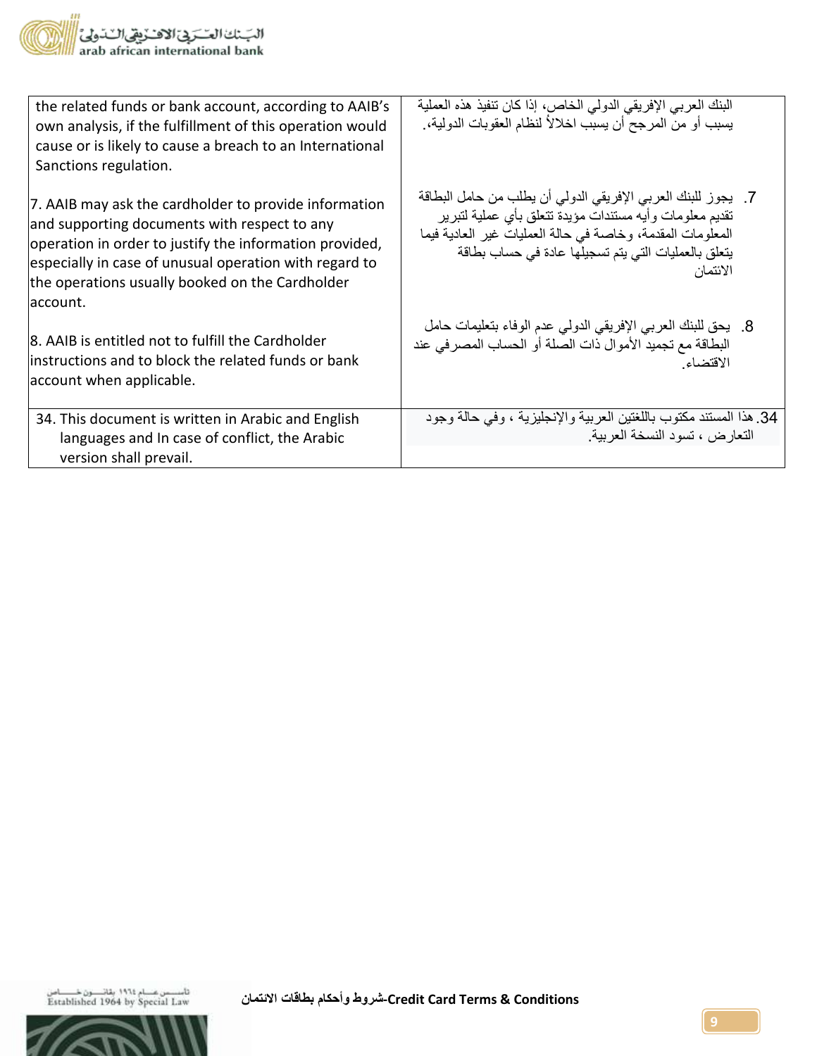| | |
|---|---|
| the related funds or bank account, according to AAIB's own analysis, if the fulfillment of this operation would cause or is likely to cause a breach to an International Sanctions regulation.<br><br>7. AAIB may ask the cardholder to provide information and supporting documents with respect to any operation in order to justify the information provided, especially in case of unusual operation with regard to the operations usually booked on the Cardholder account.<br><br>8. AAIB is entitled not to fulfill the Cardholder instructions and to block the related funds or bank account when applicable. | البنك العربي الإفريقي الدولي الخاص، إذا كان تنفيذ هذه العملية يسبب أو من المرجح أن يسبب اخلالاً لنظام العقوبات الدولية.<br><br>7. يجوز للبنك العربي الإفريقي الدولي أن يطلب من حامل البطاقة تقديم معلومات وأيه مستندات مؤيدة تتعلق بأي عملية لتبرير المعلومات المقدمة، وخاصة في حالة العمليات غير العادية فيما يتعلق بالعمليات التي يتم تسجيلها عادة في حساب بطاقة الائتمان<br><br>8. يحق للبنك العربي الإفريقي الدولي عدم الوفاء بتعليمات حامل البطاقة مع تجميد الأموال ذات الصلة أو الحساب المصرفي عند الاقتضاء. |
| 34. This document is written in Arabic and English languages and In case of conflict, the Arabic version shall prevail. | 34. هذا المستند مكتوب باللغتين العربية والإنجليزية ، وفي حالة وجود التعارض ، تسود النسخة العربية. |